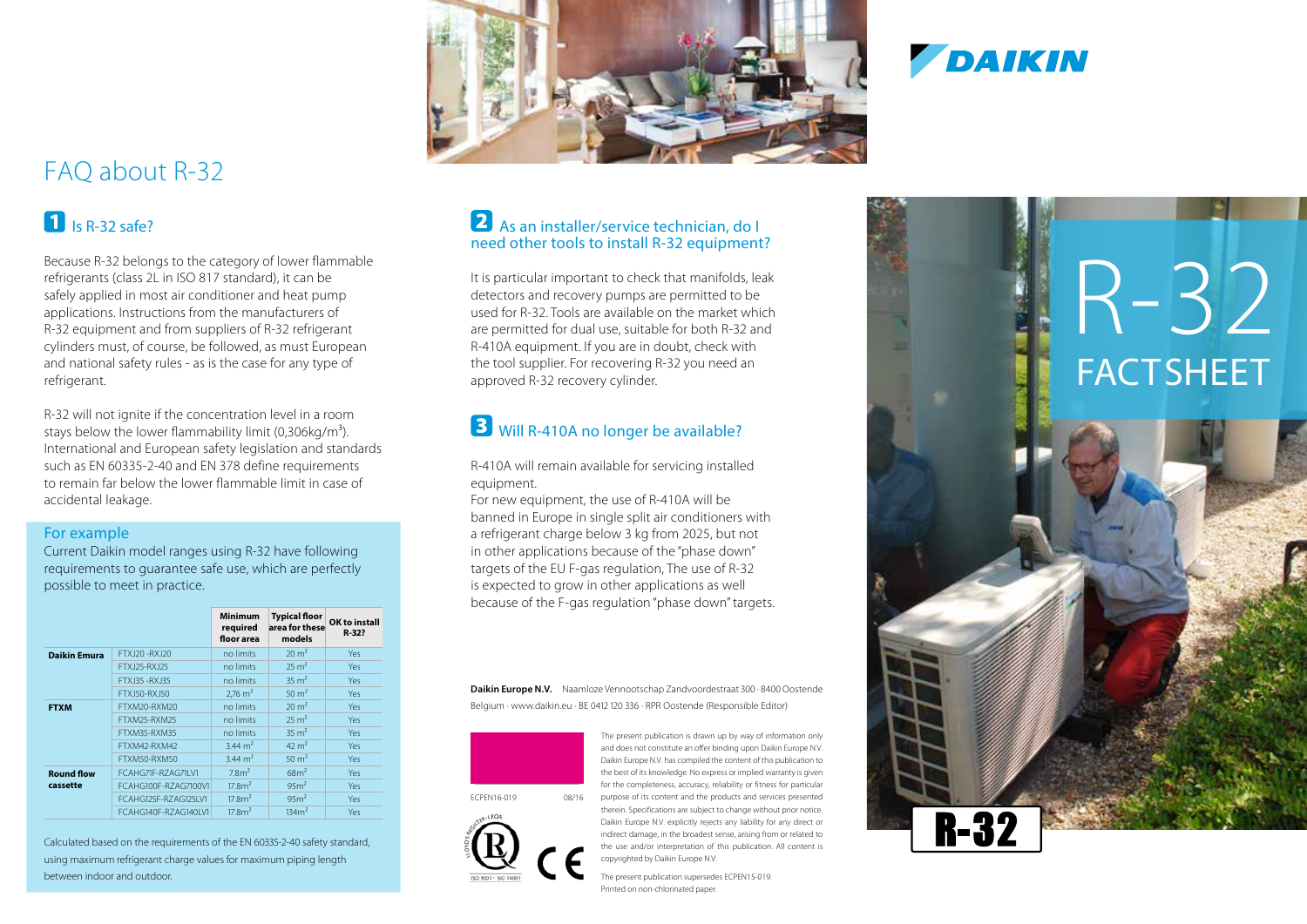# FAQ about R-32

## 1 Is R-32 safe?

Because R-32 belongs to the category of lower flammable refrigerants (class 2L in ISO 817 standard), it can be safely applied in most air conditioner and heat pump applications. Instructions from the manufacturers of R-32 equipment and from suppliers of R-32 refrigerant cylinders must, of course, be followed, as must European and national safety rules - as is the case for any type of refrigerant.

R-32 will not ignite if the concentration level in a room stays below the lower flammability limit (0,306kg/m$^3$). International and European safety legislation and standards such as EN 60335-2-40 and EN 378 define requirements to remain far below the lower flammable limit in case of accidental leakage.

### For example

Current Daikin model ranges using R-32 have following requirements to guarantee safe use, which are perfectly possible to meet in practice.

| | | Minimum required floor area | Typical floor area for these models | OK to install R-32? |
|---|---|---|---|---|
| **Daikin Emura** | FTXJ20 -RXJ20 | no limits | 20 m$^2$ | Yes |
| | FTXJ25-RXJ25 | no limits | 25 m$^2$ | Yes |
| | FTXJ35 -RXJ35 | no limits | 35 m$^2$ | Yes |
| | FTXJ50-RXJ50 | 2,76 m$^2$ | 50 m$^2$ | Yes |
| **FTXM** | FTXM20-RXM20 | no limits | 20 m$^2$ | Yes |
| | FTXM25-RXM25 | no limits | 25 m$^2$ | Yes |
| | FTXM35-RXM35 | no limits | 35 m$^2$ | Yes |
| | FTXM42-RXM42 | 3.44 m$^2$ | 42 m$^2$ | Yes |
| | FTXM50-RXM50 | 3.44 m$^2$ | 50 m$^2$ | Yes |
| **Round flow cassette** | FCAHG71F-RZAG71LV1 | 7.8m$^2$ | 68m$^2$ | Yes |
| | FCAHG100F-RZAG100V1 | 17.8m$^2$ | 95m$^2$ | Yes |
| | FCAHG125F-RZAG125LV1 | 17.8m$^2$ | 95m$^2$ | Yes |
| | FCAHG140F-RZAG140LV1 | 17.8m$^2$ | 134m$^2$ | Yes |

Calculated based on the requirements of the EN 60335-2-40 safety standard, using maximum refrigerant charge values for maximum piping length between indoor and outdoor.

## 2 As an installer/service technician, do I need other tools to install R-32 equipment?

It is particular important to check that manifolds, leak detectors and recovery pumps are permitted to be used for R-32. Tools are available on the market which are permitted for dual use, suitable for both R-32 and R-410A equipment. If you are in doubt, check with the tool supplier. For recovering R-32 you need an approved R-32 recovery cylinder.

## 3 Will R-410A no longer be available?

R-410A will remain available for servicing installed equipment.
For new equipment, the use of R-410A will be banned in Europe in single split air conditioners with a refrigerant charge below 3 kg from 2025, but not in other applications because of the "phase down" targets of the EU F-gas regulation, The use of R-32 is expected to grow in other applications as well because of the F-gas regulation "phase down" targets.

**Daikin Europe N.V.** Naamloze Vennootschap Zandvoordestraat 300 · 8400 Oostende Belgium · www.daikin.eu · BE 0412 120 336 · RPR Oostende (Responsible Editor)

ECPEN16-019 08/16

The present publication is drawn up by way of information only and does not constitute an offer binding upon Daikin Europe N.V. Daikin Europe N.V. has compiled the content of this publication to the best of its knowledge. No express or implied warranty is given for the completeness, accuracy, reliability or fitness for particular purpose of its content and the products and services presented therein. Specifications are subject to change without prior notice. Daikin Europe N.V. explicitly rejects any liability for any direct or indirect damage, in the broadest sense, arising from or related to the use and/or interpretation of this publication. All content is copyrighted by Daikin Europe N.V.

The present publication supersedes ECPEN15-019.
Printed on non-chlorinated paper.

# R-32 FACTSHEET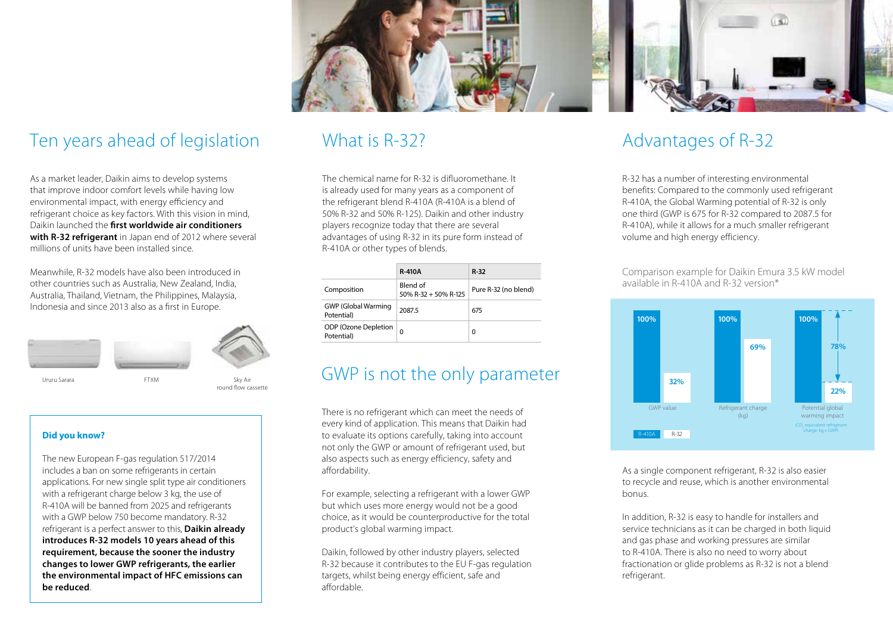## Ten years ahead of legislation

As a market leader, Daikin aims to develop systems that improve indoor comfort levels while having low environmental impact, with energy efficiency and refrigerant choice as key factors. With this vision in mind, Daikin launched the **first worldwide air conditioners with R-32 refrigerant** in Japan end of 2012 where several millions of units have been installed since.

Meanwhile, R-32 models have also been introduced in other countries such as Australia, New Zealand, India, Australia, Thailand, Vietnam, the Philippines, Malaysia, Indonesia and since 2013 also as a first in Europe.

Ururu Sarara

FTXM

Sky Air round flow cassette

### Did you know?

The new European F-gas regulation 517/2014 includes a ban on some refrigerants in certain applications. For new single split type air conditioners with a refrigerant charge below 3 kg, the use of R-410A will be banned from 2025 and refrigerants with a GWP below 750 become mandatory. R-32 refrigerant is a perfect answer to this, **Daikin already introduces R-32 models 10 years ahead of this requirement, because the sooner the industry changes to lower GWP refrigerants, the earlier the environmental impact of HFC emissions can be reduced**.

## What is R-32?

The chemical name for R-32 is difluoromethane. It is already used for many years as a component of the refrigerant blend R-410A (R-410A is a blend of 50% R-32 and 50% R-125). Daikin and other industry players recognize today that there are several advantages of using R-32 in its pure form instead of R-410A or other types of blends.

| | R-410A | R-32 |
|---|---|---|
| Composition | Blend of 50% R-32 + 50% R-125 | Pure R-32 (no blend) |
| GWP (Global Warming Potential) | 2087.5 | 675 |
| ODP (Ozone Depletion Potential) | 0 | 0 |

## GWP is not the only parameter

There is no refrigerant which can meet the needs of every kind of application. This means that Daikin had to evaluate its options carefully, taking into account not only the GWP or amount of refrigerant used, but also aspects such as energy efficiency, safety and affordability.

For example, selecting a refrigerant with a lower GWP but which uses more energy would not be a good choice, as it would be counterproductive for the total product's global warming impact.

Daikin, followed by other industry players, selected R-32 because it contributes to the EU F-gas regulation targets, whilst being energy efficient, safe and affordable.

## Advantages of R-32

R-32 has a number of interesting environmental benefits: Compared to the commonly used refrigerant R-410A, the Global Warming potential of R-32 is only one third (GWP is 675 for R-32 compared to 2087.5 for R-410A), while it allows for a much smaller refrigerant volume and high energy efficiency.

Comparison example for Daikin Emura 3.5 kW model available in R-410A and R-32 version*

100%
32%
GWP value

100%
69%
Refrigerant charge (kg)

100%
78%
22%
Potential global warming impact
($CO_2$ equivalent refrigerant charge: kg x GWP)

R-410A
R-32

As a single component refrigerant, R-32 is also easier to recycle and reuse, which is another environmental bonus.

In addition, R-32 is easy to handle for installers and service technicians as it can be charged in both liquid and gas phase and working pressures are similar to R-410A. There is also no need to worry about fractionation or glide problems as R-32 is not a blend refrigerant.